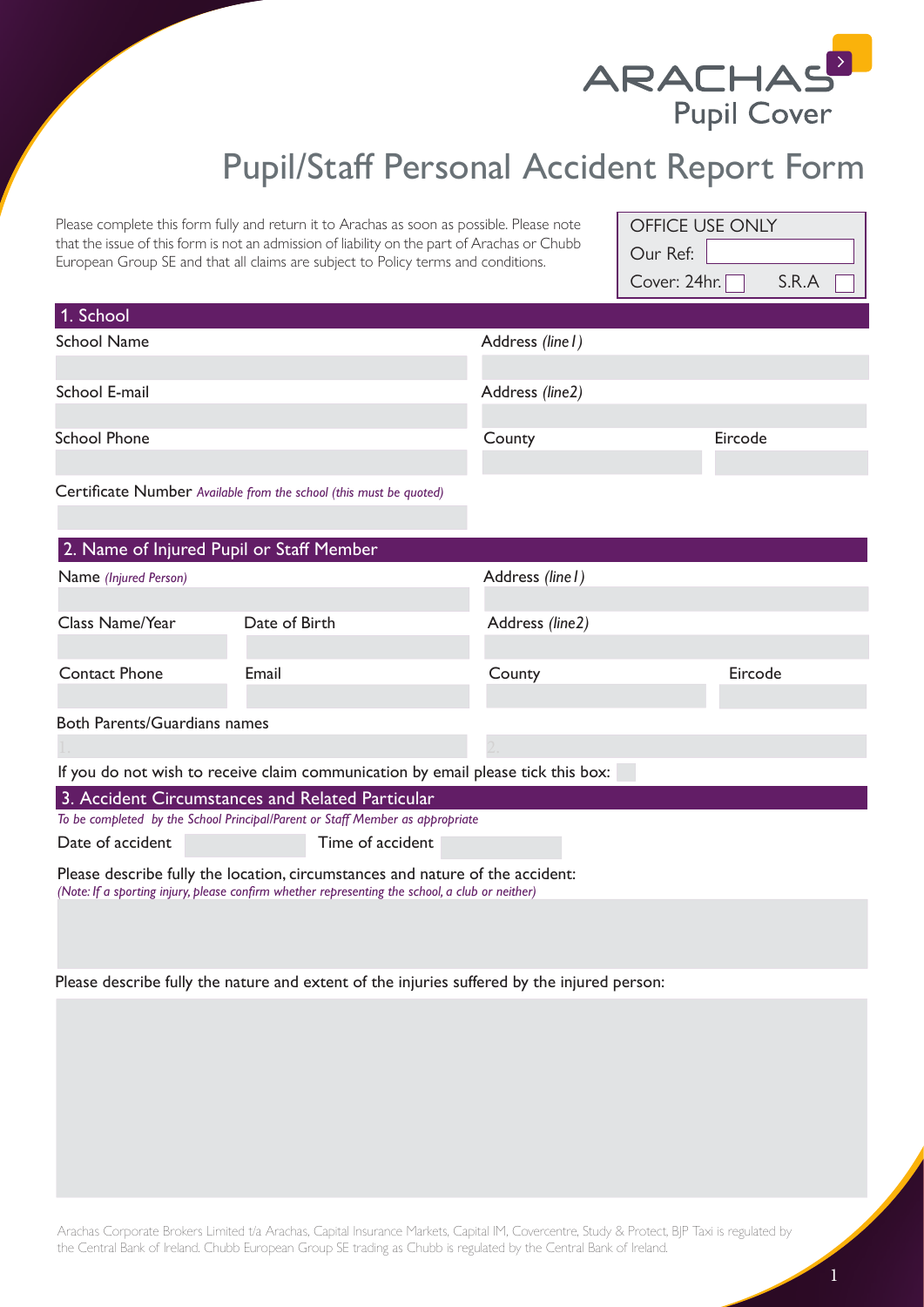ARACHAS
Pupil Cover

# Pupil/Staff Personal Accident Report Form

Please complete this form fully and return it to Arachas as soon as possible. Please note that the issue of this form is not an admission of liability on the part of Arachas or Chubb European Group SE and that all claims are subject to Policy terms and conditions.

OFFICE USE ONLY
Our Ref:
Cover: 24hr. ☐ S.R.A ☐

## 1. School

School Name

Address *(line1)*

School E-mail

Address *(line2)*

School Phone

County

Eircode

Certificate Number *Available from the school (this must be quoted)*

## 2. Name of Injured Pupil or Staff Member

Name *(Injured Person)*

Address *(line1)*

Class Name/Year

Date of Birth

Address *(line2)*

Contact Phone

Email

County

Eircode

Both Parents/Guardians names

1.

2.

If you do not wish to receive claim communication by email please tick this box: ☐

## 3. Accident Circumstances and Related Particular

*To be completed by the School Principal/Parent or Staff Member as appropriate*

Date of accident

Time of accident

Please describe fully the location, circumstances and nature of the accident:
*(Note: If a sporting injury, please confirm whether representing the school, a club or neither)*

Please describe fully the nature and extent of the injuries suffered by the injured person:

Arachas Corporate Brokers Limited t/a Arachas, Capital Insurance Markets, Capital IM, Covercentre, Study & Protect, BJP Taxi is regulated by the Central Bank of Ireland. Chubb European Group SE trading as Chubb is regulated by the Central Bank of Ireland.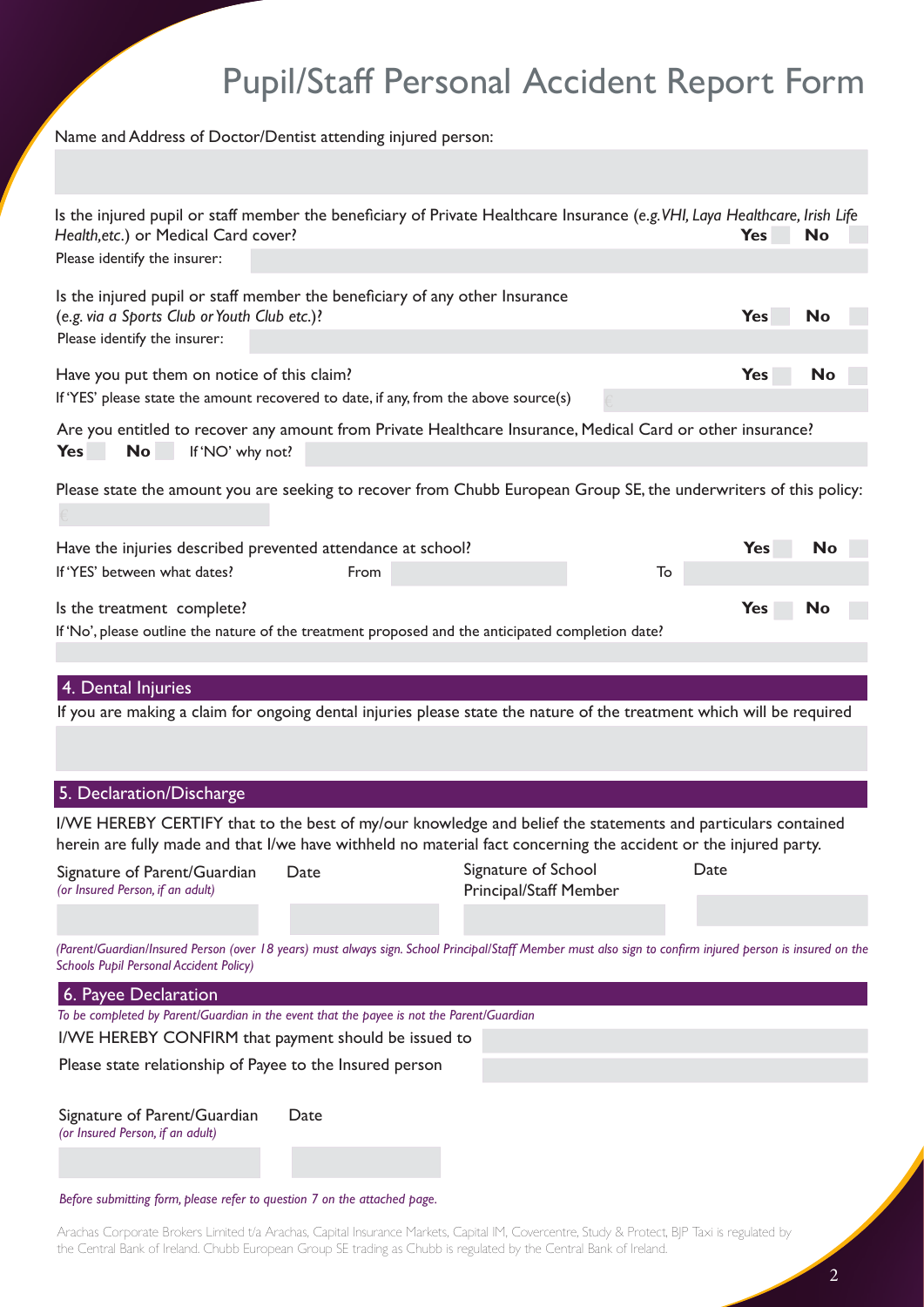# Pupil/Staff Personal Accident Report Form

Name and Address of Doctor/Dentist attending injured person:

Is the injured pupil or staff member the beneficiary of Private Healthcare Insurance (*e.g. VHI, Laya Healthcare, Irish Life Health,etc.*) or Medical Card cover? **Yes** **No**

Please identify the insurer:

Is the injured pupil or staff member the beneficiary of any other Insurance (*e.g. via a Sports Club or Youth Club etc.*)? **Yes** **No**

Please identify the insurer:

Have you put them on notice of this claim? **Yes** **No**

If 'YES' please state the amount recovered to date, if any, from the above source(s) €

Are you entitled to recover any amount from Private Healthcare Insurance, Medical Card or other insurance?

**Yes** **No** If 'NO' why not?

Please state the amount you are seeking to recover from Chubb European Group SE, the underwriters of this policy:

€

Have the injuries described prevented attendance at school? **Yes** **No**

If 'YES' between what dates? From To

Is the treatment complete? **Yes** **No**

If 'No', please outline the nature of the treatment proposed and the anticipated completion date?

## 4. Dental Injuries

If you are making a claim for ongoing dental injuries please state the nature of the treatment which will be required

## 5. Declaration/Discharge

I/WE HEREBY CERTIFY that to the best of my/our knowledge and belief the statements and particulars contained herein are fully made and that I/we have withheld no material fact concerning the accident or the injured party.

| Signature of Parent/Guardian *(or Insured Person, if an adult)* | Date | Signature of School Principal/Staff Member | Date |
|---|---|---|---|
| | | | |

*(Parent/Guardian/Insured Person (over 18 years) must always sign. School Principal/Staff Member must also sign to confirm injured person is insured on the Schools Pupil Personal Accident Policy)*

## 6. Payee Declaration

*To be completed by Parent/Guardian in the event that the payee is not the Parent/Guardian*

I/WE HEREBY CONFIRM that payment should be issued to

Please state relationship of Payee to the Insured person

| Signature of Parent/Guardian *(or Insured Person, if an adult)* | Date |
|---|---|
| | |

*Before submitting form, please refer to question 7 on the attached page.*

Arachas Corporate Brokers Limited t/a Arachas, Capital Insurance Markets, Capital IM, Covercentre, Study & Protect, BJP Taxi is regulated by the Central Bank of Ireland. Chubb European Group SE trading as Chubb is regulated by the Central Bank of Ireland.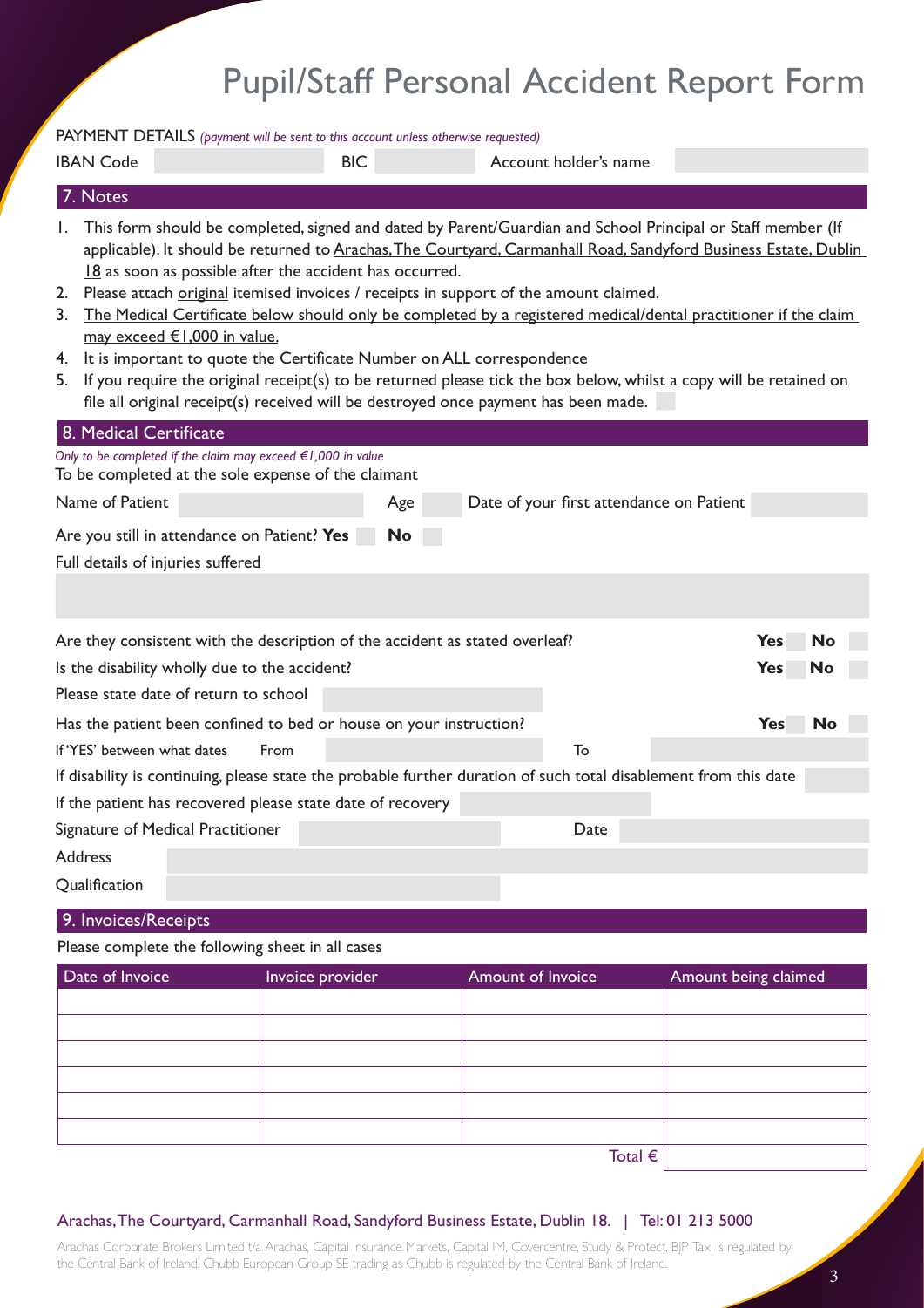# Pupil/Staff Personal Accident Report Form

PAYMENT DETAILS *(payment will be sent to this account unless otherwise requested)*

IBAN Code ______ BIC ______ Account holder's name ______

## 7. Notes

1. This form should be completed, signed and dated by Parent/Guardian and School Principal or Staff member (If applicable). It should be returned to Arachas, The Courtyard, Carmanhall Road, Sandyford Business Estate, Dublin 18 as soon as possible after the accident has occurred.
2. Please attach original itemised invoices / receipts in support of the amount claimed.
3. The Medical Certificate below should only be completed by a registered medical/dental practitioner if the claim may exceed €1,000 in value.
4. It is important to quote the Certificate Number on ALL correspondence
5. If you require the original receipt(s) to be returned please tick the box below, whilst a copy will be retained on file all original receipt(s) received will be destroyed once payment has been made. ☐

## 8. Medical Certificate

*Only to be completed if the claim may exceed €1,000 in value*

To be completed at the sole expense of the claimant

Name of Patient ______ Age ______ Date of your first attendance on Patient ______

Are you still in attendance on Patient? **Yes** ☐ **No** ☐

Full details of injuries suffered

______

Are they consistent with the description of the accident as stated overleaf? **Yes** ☐ **No** ☐

Is the disability wholly due to the accident? **Yes** ☐ **No** ☐

Please state date of return to school ______

Has the patient been confined to bed or house on your instruction? **Yes** ☐ **No** ☐

If 'YES' between what dates From ______ To ______

If disability is continuing, please state the probable further duration of such total disablement from this date ______

If the patient has recovered please state date of recovery ______

Signature of Medical Practitioner ______ Date ______

Address ______

Qualification ______

## 9. Invoices/Receipts

Please complete the following sheet in all cases

| Date of Invoice | Invoice provider | Amount of Invoice | Amount being claimed |
|---|---|---|---|
| | | | |
| | | | |
| | | | |
| | | | |
| | | | |
| | | | |
| | | Total € | |

Arachas, The Courtyard, Carmanhall Road, Sandyford Business Estate, Dublin 18. | Tel: 01 213 5000

Arachas Corporate Brokers Limited t/a Arachas, Capital Insurance Markets, Capital IM, Covercentre, Study & Protect, BJP Taxi is regulated by the Central Bank of Ireland. Chubb European Group SE trading as Chubb is regulated by the Central Bank of Ireland.